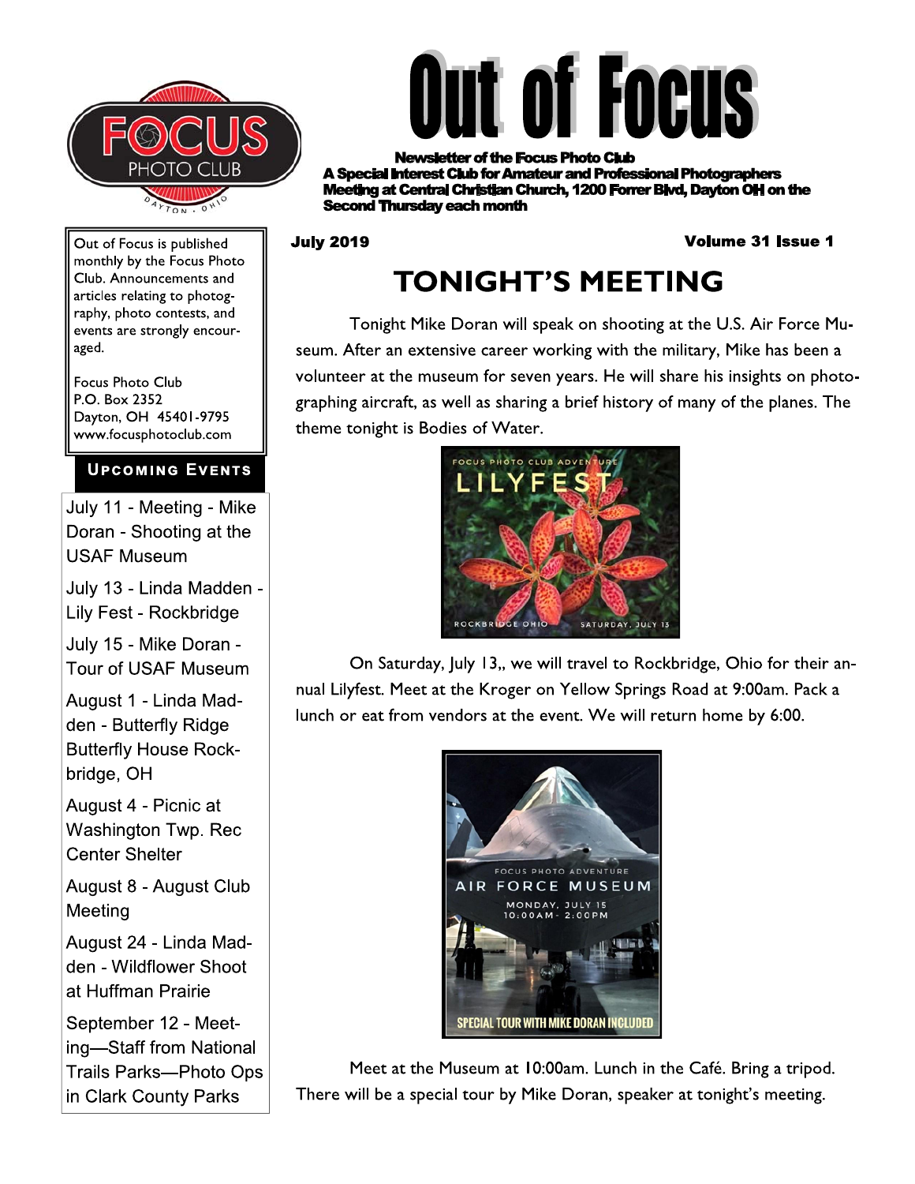# Out of Focus

**Newsletter of the Focus Photo Club**
**A Special Interest Club for Amateur and Professional Photographers**
**Meeting at Central Christian Church, 1200 Forrer Blvd, Dayton OH on the Second Thursday each month**

Out of Focus is published monthly by the Focus Photo Club. Announcements and articles relating to photography, photo contests, and events are strongly encouraged.

Focus Photo Club
P.O. Box 2352
Dayton, OH 45401-9795
www.focusphotoclub.com

**July 2019** **Volume 31 Issue 1**

## TONIGHT'S MEETING

Tonight Mike Doran will speak on shooting at the U.S. Air Force Museum. After an extensive career working with the military, Mike has been a volunteer at the museum for seven years. He will share his insights on photographing aircraft, as well as sharing a brief history of many of the planes. The theme tonight is Bodies of Water.

FOCUS PHOTO CLUB ADVENTURE
LILYFEST
ROCKBRIDGE OHIO SATURDAY, JULY 13

On Saturday, July 13,, we will travel to Rockbridge, Ohio for their annual Lilyfest. Meet at the Kroger on Yellow Springs Road at 9:00am. Pack a lunch or eat from vendors at the event. We will return home by 6:00.

FOCUS PHOTO ADVENTURE
AIR FORCE MUSEUM
MONDAY, JULY 15
10:00AM - 2:00PM
SPECIAL TOUR WITH MIKE DORAN INCLUDED

Meet at the Museum at 10:00am. Lunch in the Café. Bring a tripod. There will be a special tour by Mike Doran, speaker at tonight's meeting.

### Upcoming Events

- July 11 - Meeting - Mike Doran - Shooting at the USAF Museum
- July 13 - Linda Madden - Lily Fest - Rockbridge
- July 15 - Mike Doran - Tour of USAF Museum
- August 1 - Linda Madden - Butterfly Ridge Butterfly House Rockbridge, OH
- August 4 - Picnic at Washington Twp. Rec Center Shelter
- August 8 - August Club Meeting
- August 24 - Linda Madden - Wildflower Shoot at Huffman Prairie
- September 12 - Meeting—Staff from National Trails Parks—Photo Ops in Clark County Parks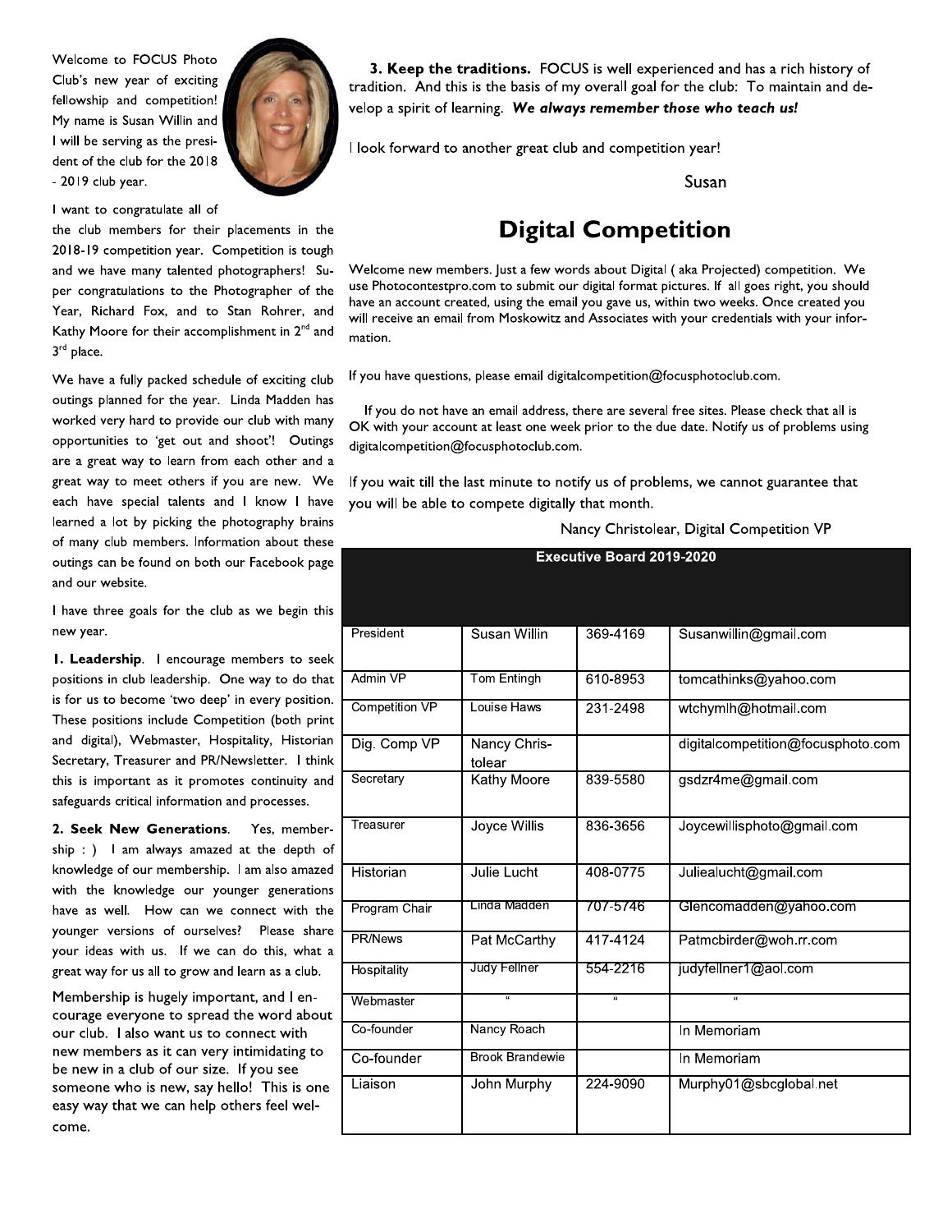Welcome to FOCUS Photo Club's new year of exciting fellowship and competition! My name is Susan Willin and I will be serving as the president of the club for the 2018 - 2019 club year.

I want to congratulate all of the club members for their placements in the 2018-19 competition year. Competition is tough and we have many talented photographers! Super congratulations to the Photographer of the Year, Richard Fox, and to Stan Rohrer, and Kathy Moore for their accomplishment in 2nd and 3rd place.

We have a fully packed schedule of exciting club outings planned for the year. Linda Madden has worked very hard to provide our club with many opportunities to 'get out and shoot'! Outings are a great way to learn from each other and a great way to meet others if you are new. We each have special talents and I know I have learned a lot by picking the photography brains of many club members. Information about these outings can be found on both our Facebook page and our website.

I have three goals for the club as we begin this new year.

**1. Leadership**. I encourage members to seek positions in club leadership. One way to do that is for us to become 'two deep' in every position. These positions include Competition (both print and digital), Webmaster, Hospitality, Historian Secretary, Treasurer and PR/Newsletter. I think this is important as it promotes continuity and safeguards critical information and processes.

**2. Seek New Generations**. Yes, membership : ) I am always amazed at the depth of knowledge of our membership. I am also amazed with the knowledge our younger generations have as well. How can we connect with the younger versions of ourselves? Please share your ideas with us. If we can do this, what a great way for us all to grow and learn as a club.

Membership is hugely important, and I encourage everyone to spread the word about our club. I also want us to connect with new members as it can very intimidating to be new in a club of our size. If you see someone who is new, say hello! This is one easy way that we can help others feel welcome.

**3. Keep the traditions.** FOCUS is well experienced and has a rich history of tradition. And this is the basis of my overall goal for the club: To maintain and develop a spirit of learning. ***We always remember those who teach us!***

I look forward to another great club and competition year!

Susan

## Digital Competition

Welcome new members. Just a few words about Digital ( aka Projected) competition. We use Photocontestpro.com to submit our digital format pictures. If all goes right, you should have an account created, using the email you gave us, within two weeks. Once created you will receive an email from Moskowitz and Associates with your credentials with your information.

If you have questions, please email digitalcompetition@focusphotoclub.com.

If you do not have an email address, there are several free sites. Please check that all is OK with your account at least one week prior to the due date. Notify us of problems using digitalcompetition@focusphotoclub.com.

If you wait till the last minute to notify us of problems, we cannot guarantee that you will be able to compete digitally that month.

Nancy Christolear, Digital Competition VP

| Executive Board 2019-2020 | | | |
|---|---|---|---|
| President | Susan Willin | 369-4169 | Susanwillin@gmail.com |
| Admin VP | Tom Entingh | 610-8953 | tomcathinks@yahoo.com |
| Competition VP | Louise Haws | 231-2498 | wtchymlh@hotmail.com |
| Dig. Comp VP | Nancy Christolear | | digitalcompetition@focusphoto.com |
| Secretary | Kathy Moore | 839-5580 | gsdzr4me@gmail.com |
| Treasurer | Joyce Willis | 836-3656 | Joycewillisphoto@gmail.com |
| Historian | Julie Lucht | 408-0775 | Juliealucht@gmail.com |
| Program Chair | Linda Madden | 707-5746 | Glencomadden@yahoo.com |
| PR/News | Pat McCarthy | 417-4124 | Patmcbirder@woh.rr.com |
| Hospitality | Judy Fellner | 554-2216 | judyfellner1@aol.com |
| Webmaster | " | " | " |
| Co-founder | Nancy Roach | | In Memoriam |
| Co-founder | Brook Brandewie | | In Memoriam |
| Liaison | John Murphy | 224-9090 | Murphy01@sbcglobal.net |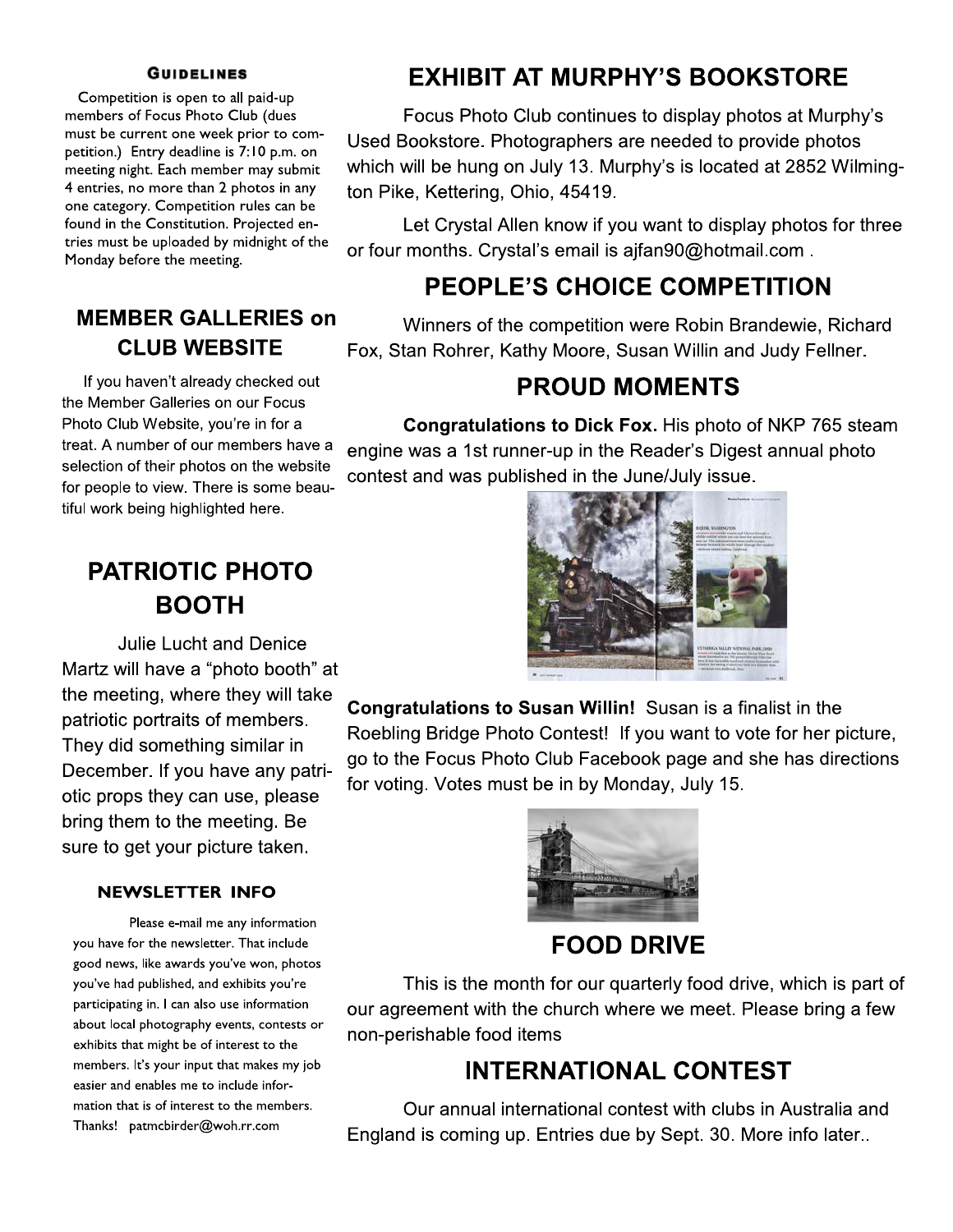### GUIDELINES

Competition is open to all paid-up members of Focus Photo Club (dues must be current one week prior to competition.) Entry deadline is 7:10 p.m. on meeting night. Each member may submit 4 entries, no more than 2 photos in any one category. Competition rules can be found in the Constitution. Projected entries must be uploaded by midnight of the Monday before the meeting.

## MEMBER GALLERIES on CLUB WEBSITE

If you haven't already checked out the Member Galleries on our Focus Photo Club Website, you're in for a treat. A number of our members have a selection of their photos on the website for people to view. There is some beautiful work being highlighted here.

## PATRIOTIC PHOTO BOOTH

Julie Lucht and Denice Martz will have a "photo booth" at the meeting, where they will take patriotic portraits of members. They did something similar in December. If you have any patriotic props they can use, please bring them to the meeting. Be sure to get your picture taken.

### NEWSLETTER INFO

Please e-mail me any information you have for the newsletter. That include good news, like awards you've won, photos you've had published, and exhibits you're participating in. I can also use information about local photography events, contests or exhibits that might be of interest to the members. It's your input that makes my job easier and enables me to include information that is of interest to the members. Thanks! patmcbirder@woh.rr.com

## EXHIBIT AT MURPHY'S BOOKSTORE

Focus Photo Club continues to display photos at Murphy's Used Bookstore. Photographers are needed to provide photos which will be hung on July 13. Murphy's is located at 2852 Wilmington Pike, Kettering, Ohio, 45419.

Let Crystal Allen know if you want to display photos for three or four months. Crystal's email is ajfan90@hotmail.com .

## PEOPLE'S CHOICE COMPETITION

Winners of the competition were Robin Brandewie, Richard Fox, Stan Rohrer, Kathy Moore, Susan Willin and Judy Fellner.

## PROUD MOMENTS

**Congratulations to Dick Fox.** His photo of NKP 765 steam engine was a 1st runner-up in the Reader's Digest annual photo contest and was published in the June/July issue.

**Congratulations to Susan Willin!** Susan is a finalist in the Roebling Bridge Photo Contest! If you want to vote for her picture, go to the Focus Photo Club Facebook page and she has directions for voting. Votes must be in by Monday, July 15.

## FOOD DRIVE

This is the month for our quarterly food drive, which is part of our agreement with the church where we meet. Please bring a few non-perishable food items

## INTERNATIONAL CONTEST

Our annual international contest with clubs in Australia and England is coming up. Entries due by Sept. 30. More info later..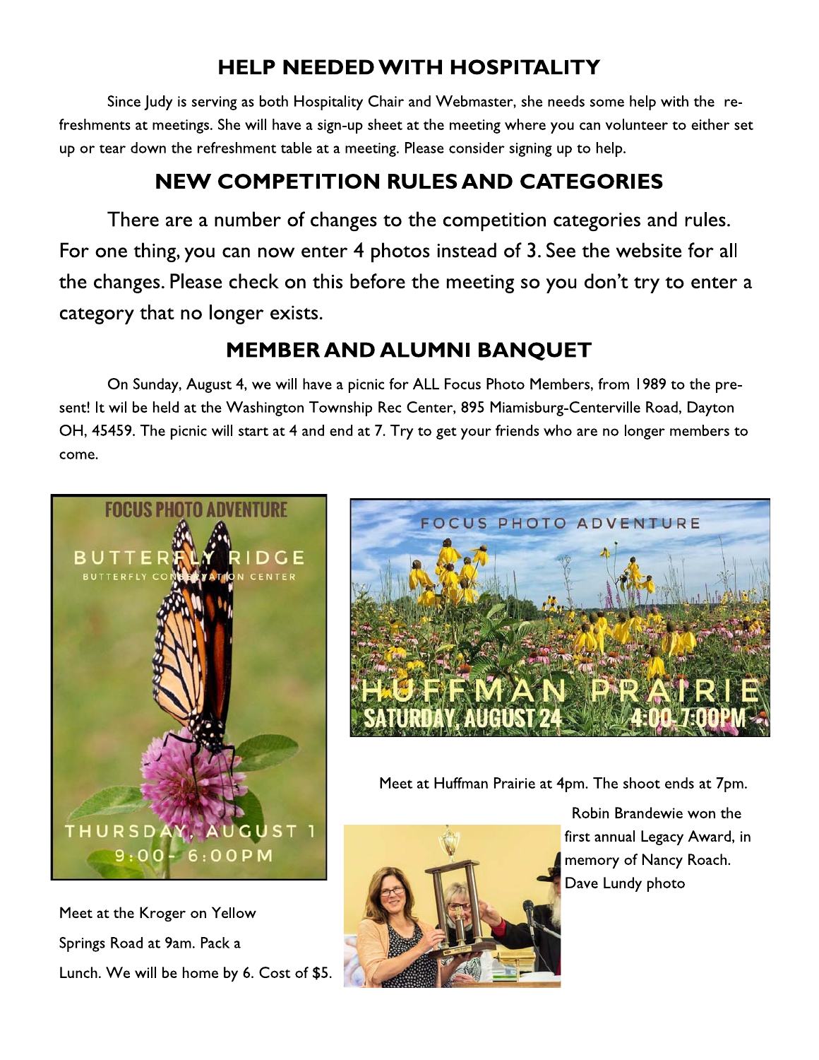## HELP NEEDED WITH HOSPITALITY

Since Judy is serving as both Hospitality Chair and Webmaster, she needs some help with the refreshments at meetings. She will have a sign-up sheet at the meeting where you can volunteer to either set up or tear down the refreshment table at a meeting. Please consider signing up to help.

## NEW COMPETITION RULES AND CATEGORIES

There are a number of changes to the competition categories and rules. For one thing, you can now enter 4 photos instead of 3. See the website for all the changes. Please check on this before the meeting so you don't try to enter a category that no longer exists.

## MEMBER AND ALUMNI BANQUET

On Sunday, August 4, we will have a picnic for ALL Focus Photo Members, from 1989 to the present! It wil be held at the Washington Township Rec Center, 895 Miamisburg-Centerville Road, Dayton OH, 45459. The picnic will start at 4 and end at 7. Try to get your friends who are no longer members to come.

FOCUS PHOTO ADVENTURE

BUTTERFLY RIDGE

BUTTERFLY CONSERVATION CENTER

THURSDAY, AUGUST 1

9:00 - 6:00PM

Meet at the Kroger on Yellow Springs Road at 9am. Pack a Lunch. We will be home by 6. Cost of $5.

FOCUS PHOTO ADVENTURE

HUFFMAN PRAIRIE

SATURDAY, AUGUST 24 4:00-7:00PM

Meet at Huffman Prairie at 4pm. The shoot ends at 7pm.

Robin Brandewie won the first annual Legacy Award, in memory of Nancy Roach. Dave Lundy photo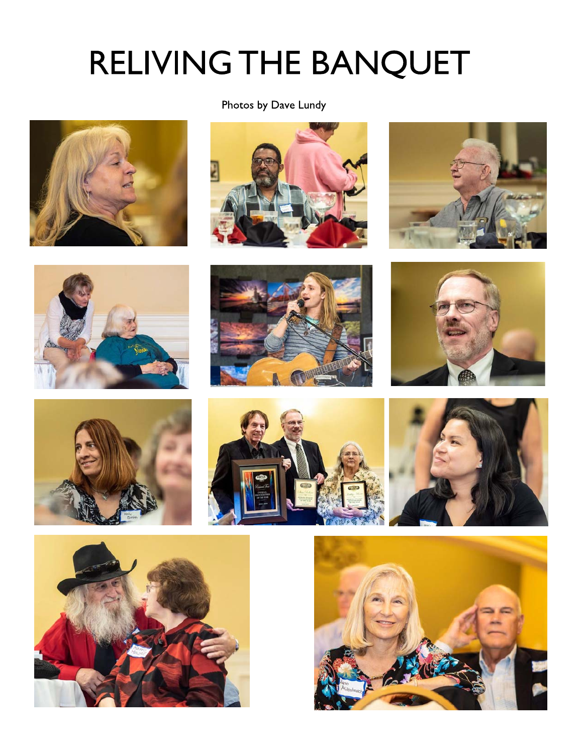# RELIVING THE BANQUET

Photos by Dave Lundy